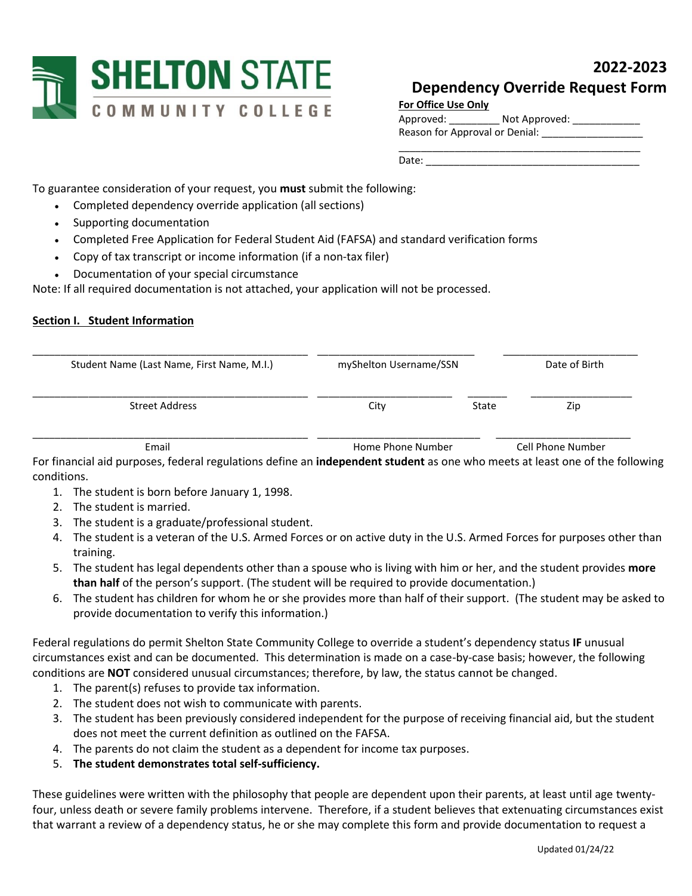# SHELTON STATE COMMUNITY COLLEGE

## 2022-2023 Dependency Override Request Form

**For Office Use Only**

Approved: _________ Not Approved: ____________

Reason for Approval or Denial: __________________

____________________________________________

Date: ________________________________________

To guarantee consideration of your request, you **must** submit the following:

- Completed dependency override application (all sections)
- Supporting documentation
- Completed Free Application for Federal Student Aid (FAFSA) and standard verification forms
- Copy of tax transcript or income information (if a non-tax filer)
- Documentation of your special circumstance

Note: If all required documentation is not attached, your application will not be processed.

**Section I. Student Information**

_______________________________________________ ___________________________ ________________________

Student Name (Last Name, First Name, M.I.) mySheltonUsername/SSN Date of Birth

_______________________________________________ ________________________ _______ __________________

Street Address City State Zip

_______________________________________________ ____________________________ ________________________

Email Home Phone Number Cell Phone Number

For financial aid purposes, federal regulations define an **independent student** as one who meets at least one of the following conditions.

1. The student is born before January 1, 1998.
2. The student is married.
3. The student is a graduate/professional student.
4. The student is a veteran of the U.S. Armed Forces or on active duty in the U.S. Armed Forces for purposes other than training.
5. The student has legal dependents other than a spouse who is living with him or her, and the student provides **more than half** of the person's support. (The student will be required to provide documentation.)
6. The student has children for whom he or she provides more than half of their support. (The student may be asked to provide documentation to verify this information.)

Federal regulations do permit Shelton State Community College to override a student's dependency status **IF** unusual circumstances exist and can be documented. This determination is made on a case-by-case basis; however, the following conditions are **NOT** considered unusual circumstances; therefore, by law, the status cannot be changed.

1. The parent(s) refuses to provide tax information.
2. The student does not wish to communicate with parents.
3. The student has been previously considered independent for the purpose of receiving financial aid, but the student does not meet the current definition as outlined on the FAFSA.
4. The parents do not claim the student as a dependent for income tax purposes.
5. **The student demonstrates total self-sufficiency.**

These guidelines were written with the philosophy that people are dependent upon their parents, at least until age twenty-four, unless death or severe family problems intervene. Therefore, if a student believes that extenuating circumstances exist that warrant a review of a dependency status, he or she may complete this form and provide documentation to request a

Updated 01/24/22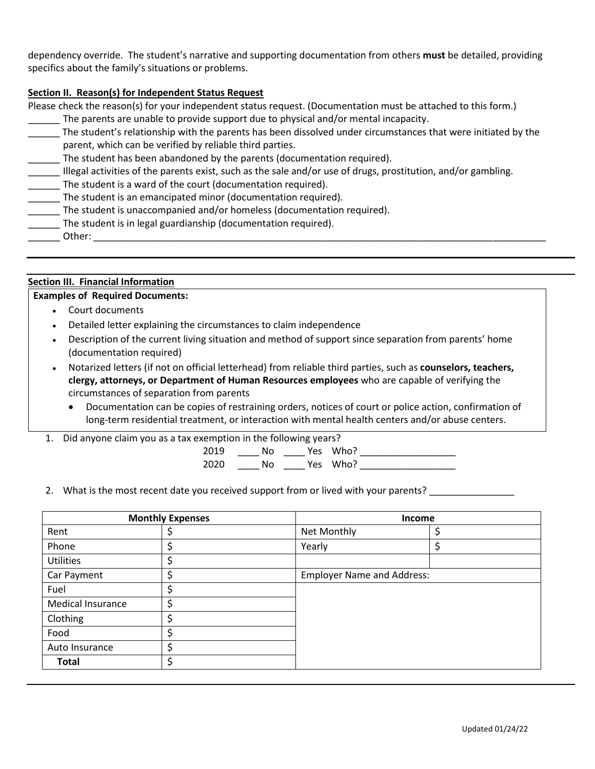dependency override. The student's narrative and supporting documentation from others **must** be detailed, providing specifics about the family's situations or problems.

**Section II. Reason(s) for Independent Status Request**

Please check the reason(s) for your independent status request. (Documentation must be attached to this form.)

______ The parents are unable to provide support due to physical and/or mental incapacity.

______ The student's relationship with the parents has been dissolved under circumstances that were initiated by the parent, which can be verified by reliable third parties.

______ The student has been abandoned by the parents (documentation required).

______ Illegal activities of the parents exist, such as the sale and/or use of drugs, prostitution, and/or gambling.

______ The student is a ward of the court (documentation required).

______ The student is an emancipated minor (documentation required).

______ The student is unaccompanied and/or homeless (documentation required).

______ The student is in legal guardianship (documentation required).

______ Other: ______________________________________________________________________________

---

**Section III. Financial Information**

**Examples of Required Documents:**

- Court documents
- Detailed letter explaining the circumstances to claim independence
- Description of the current living situation and method of support since separation from parents' home (documentation required)
- Notarized letters (if not on official letterhead) from reliable third parties, such as **counselors, teachers, clergy, attorneys, or Department of Human Resources employees** who are capable of verifying the circumstances of separation from parents
  - Documentation can be copies of restraining orders, notices of court or police action, confirmation of long-term residential treatment, or interaction with mental health centers and/or abuse centers.

1. Did anyone claim you as a tax exemption in the following years?

   2019 ____ No ____ Yes Who? __________________

   2020 ____ No ____ Yes Who? __________________

2. What is the most recent date you received support from or lived with your parents? ________________

| Monthly Expenses | | Income | |
|---|---|---|---|
| Rent | $ | Net Monthly | $ |
| Phone | $ | Yearly | $ |
| Utilities | $ | | |
| Car Payment | $ | Employer Name and Address: | |
| Fuel | $ | | |
| Medical Insurance | $ | | |
| Clothing | $ | | |
| Food | $ | | |
| Auto Insurance | $ | | |
| **Total** | $ | | |

Updated 01/24/22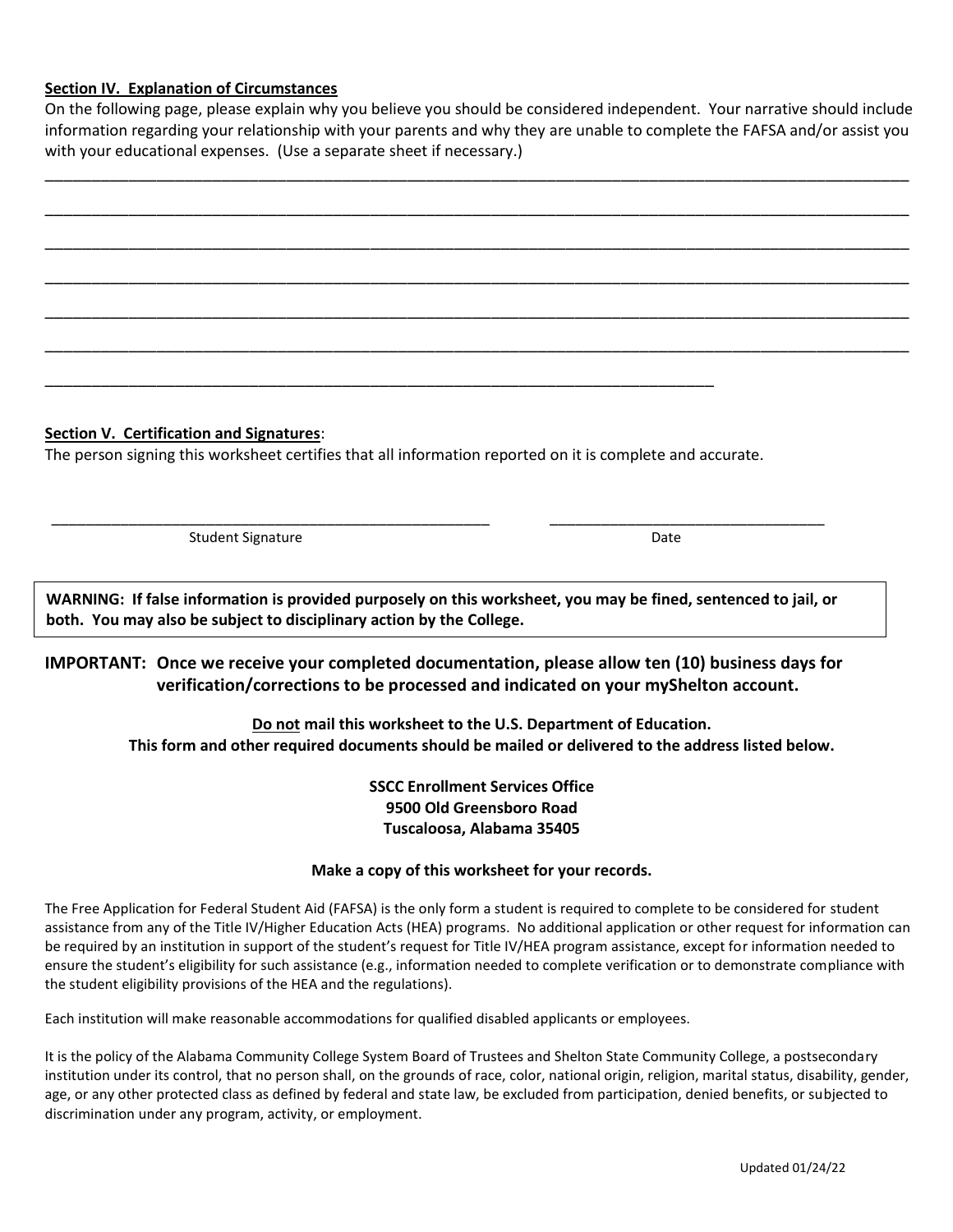**Section IV. Explanation of Circumstances**

On the following page, please explain why you believe you should be considered independent. Your narrative should include information regarding your relationship with your parents and why they are unable to complete the FAFSA and/or assist you with your educational expenses. (Use a separate sheet if necessary.)

______________________________________________________________________________________________

______________________________________________________________________________________________

______________________________________________________________________________________________

______________________________________________________________________________________________

______________________________________________________________________________________________

______________________________________________________________________________________________

__________________________________________________________________________

**Section V. Certification and Signatures**:

The person signing this worksheet certifies that all information reported on it is complete and accurate.

_________________________________________________ ______________________________

Student Signature Date

**WARNING: If false information is provided purposely on this worksheet, you may be fined, sentenced to jail, or both. You may also be subject to disciplinary action by the College.**

**IMPORTANT: Once we receive your completed documentation, please allow ten (10) business days for verification/corrections to be processed and indicated on your myShelton account.**

**<u>Do not</u> mail this worksheet to the U.S. Department of Education.**
**This form and other required documents should be mailed or delivered to the address listed below.**

**SSCC Enrollment Services Office**
**9500 Old Greensboro Road**
**Tuscaloosa, Alabama 35405**

**Make a copy of this worksheet for your records.**

The Free Application for Federal Student Aid (FAFSA) is the only form a student is required to complete to be considered for student assistance from any of the Title IV/Higher Education Acts (HEA) programs. No additional application or other request for information can be required by an institution in support of the student's request for Title IV/HEA program assistance, except for information needed to ensure the student's eligibility for such assistance (e.g., information needed to complete verification or to demonstrate compliance with the student eligibility provisions of the HEA and the regulations).

Each institution will make reasonable accommodations for qualified disabled applicants or employees.

It is the policy of the Alabama Community College System Board of Trustees and Shelton State Community College, a postsecondary institution under its control, that no person shall, on the grounds of race, color, national origin, religion, marital status, disability, gender, age, or any other protected class as defined by federal and state law, be excluded from participation, denied benefits, or subjected to discrimination under any program, activity, or employment.

Updated 01/24/22